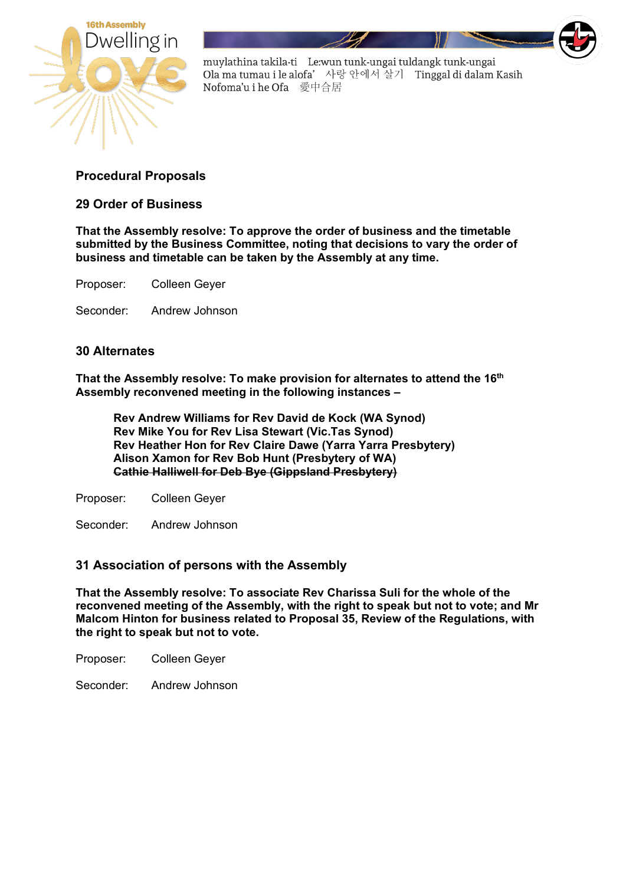16th Assembly
Dwelling in Love

muylathina takila-ti Le:wun tunk-ungai tuldangk tunk-ungai
Ola ma tumau i le alofa' 사랑 안에서 살기 Tinggal di dalam Kasih
Nofoma'u i he Ofa 愛中合居

## Procedural Proposals

### 29 Order of Business

**That the Assembly resolve: To approve the order of business and the timetable submitted by the Business Committee, noting that decisions to vary the order of business and timetable can be taken by the Assembly at any time.**

Proposer: Colleen Geyer

Seconder: Andrew Johnson

### 30 Alternates

**That the Assembly resolve: To make provision for alternates to attend the 16th Assembly reconvened meeting in the following instances –**

> **Rev Andrew Williams for Rev David de Kock (WA Synod)**
> **Rev Mike You for Rev Lisa Stewart (Vic.Tas Synod)**
> **Rev Heather Hon for Rev Claire Dawe (Yarra Yarra Presbytery)**
> **Alison Xamon for Rev Bob Hunt (Presbytery of WA)**
> **~~Cathie Halliwell for Deb Bye (Gippsland Presbytery)~~**

Proposer: Colleen Geyer

Seconder: Andrew Johnson

### 31 Association of persons with the Assembly

**That the Assembly resolve: To associate Rev Charissa Suli for the whole of the reconvened meeting of the Assembly, with the right to speak but not to vote; and Mr Malcom Hinton for business related to Proposal 35, Review of the Regulations, with the right to speak but not to vote.**

Proposer: Colleen Geyer

Seconder: Andrew Johnson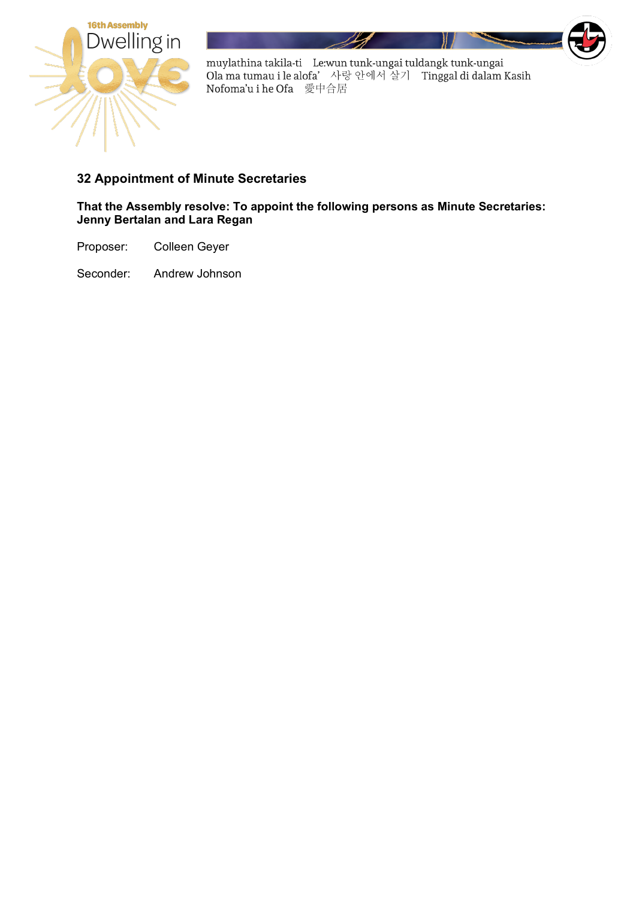## 32 Appointment of Minute Secretaries

**That the Assembly resolve: To appoint the following persons as Minute Secretaries: Jenny Bertalan and Lara Regan**

Proposer: Colleen Geyer

Seconder: Andrew Johnson